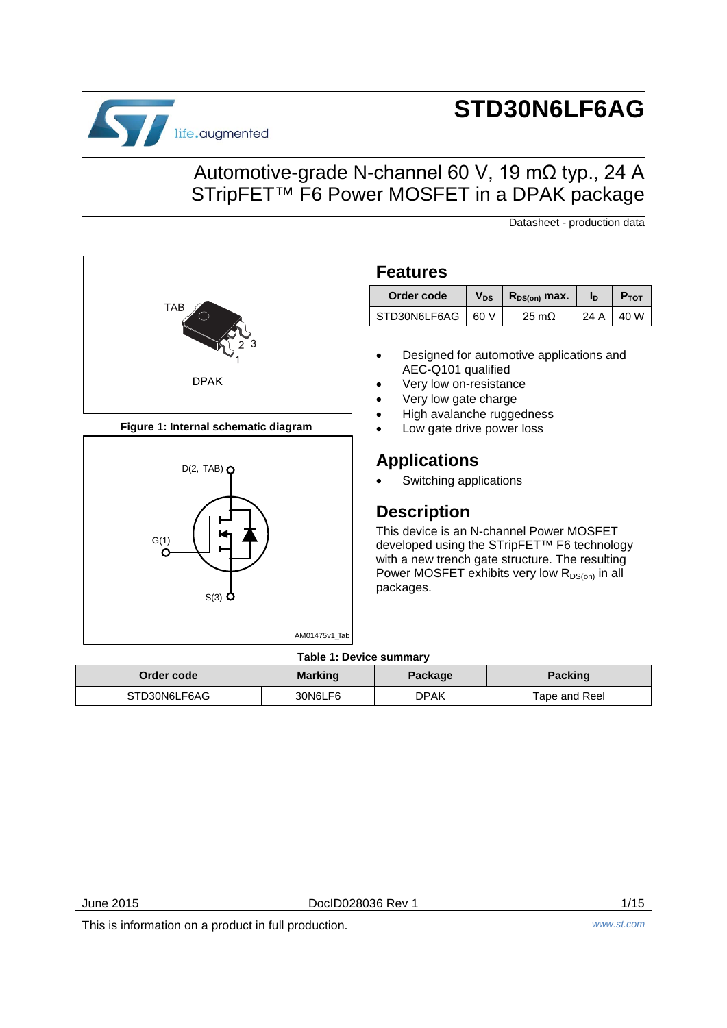# STD30N6LF6AG

## Automotive-grade N-channel 60 V, 19 mΩ typ., 24 A STripFET™ F6 Power MOSFET in a DPAK package

Datasheet - production data

TAB

2 3

1

DPAK

**Figure 1: Internal schematic diagram**

D(2, TAB)

G(1)

S(3)

AM01475v1_Tab

## Features

| Order code | $V_{DS}$ | $R_{DS(on)}$ max. | $I_D$ | $P_{TOT}$ |
|---|---|---|---|---|
| STD30N6LF6AG | 60 V | 25 mΩ | 24 A | 40 W |

- Designed for automotive applications and AEC-Q101 qualified
- Very low on-resistance
- Very low gate charge
- High avalanche ruggedness
- Low gate drive power loss

## Applications

- Switching applications

## Description

This device is an N-channel Power MOSFET developed using the STripFET™ F6 technology with a new trench gate structure. The resulting Power MOSFET exhibits very low $R_{DS(on)}$ in all packages.

**Table 1: Device summary**

| Order code | Marking | Package | Packing |
|---|---|---|---|
| STD30N6LF6AG | 30N6LF6 | DPAK | Tape and Reel |

June 2015 DocID028036 Rev 1

This is information on a product in full production.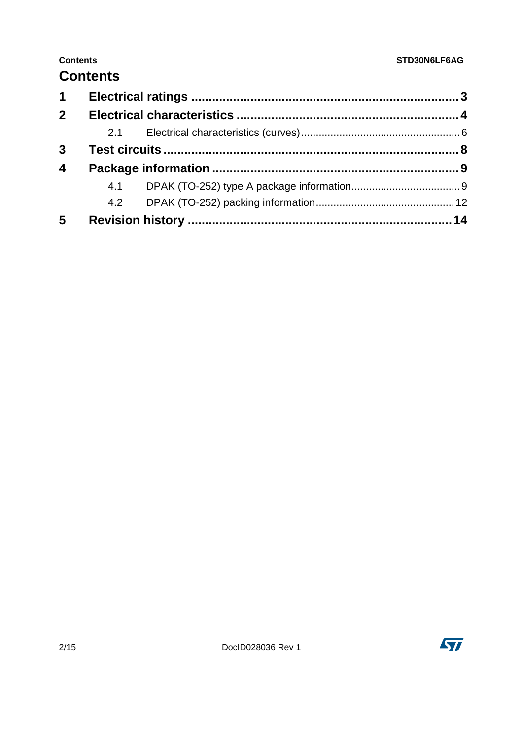# Contents

1 Electrical ratings ........................................................................ 3

2 Electrical characteristics ........................................................... 4

  2.1 Electrical characteristics (curves) ............................................ 6

3 Test circuits ................................................................................ 8

4 Package information ................................................................... 9

  4.1 DPAK (TO-252) type A package information .............................. 9

  4.2 DPAK (TO-252) packing information ........................................ 12

5 Revision history .......................................................................... 14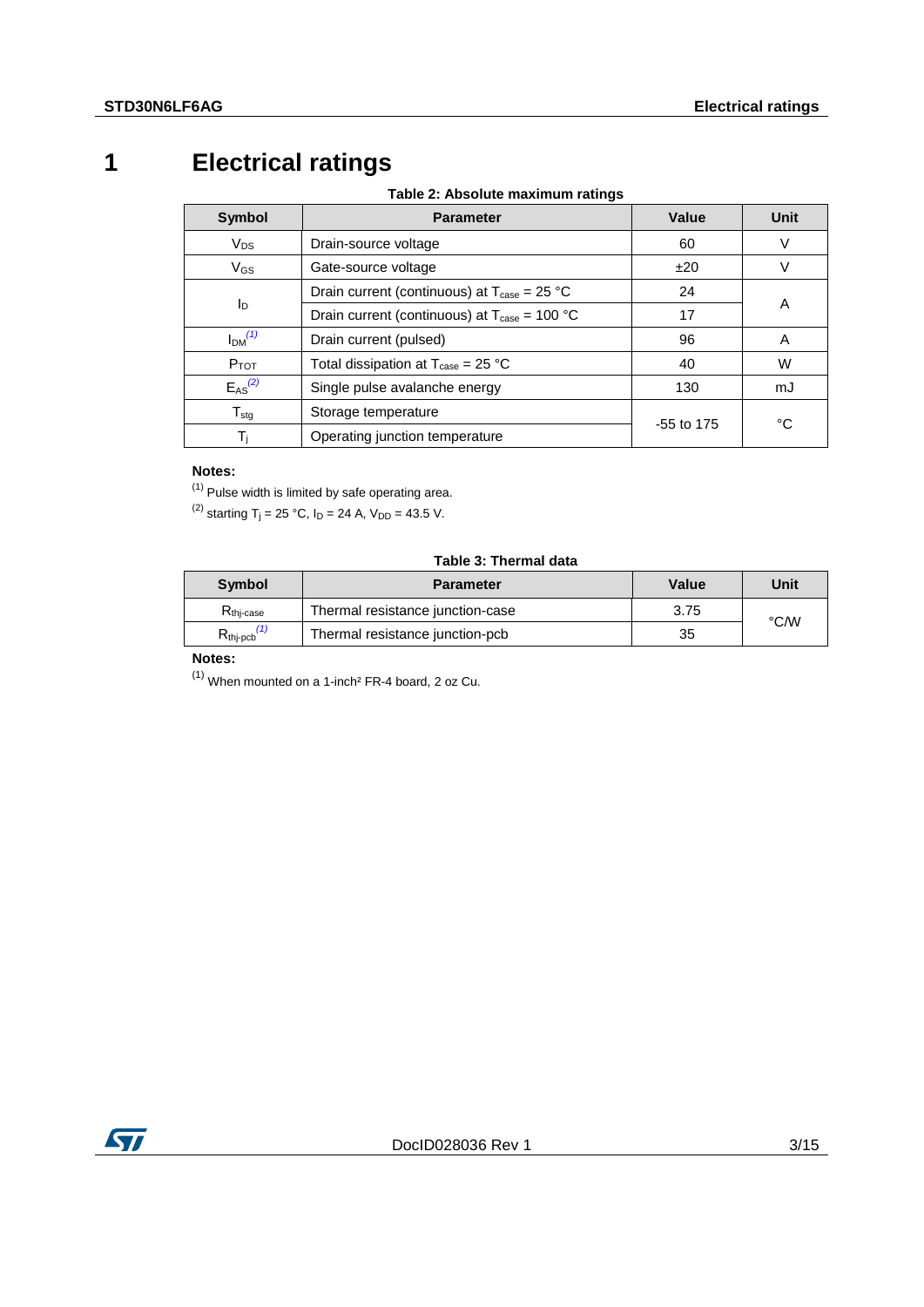# 1 Electrical ratings

**Table 2: Absolute maximum ratings**

| Symbol | Parameter | Value | Unit |
|---|---|---|---|
| $V_{DS}$ | Drain-source voltage | 60 | V |
| $V_{GS}$ | Gate-source voltage | ±20 | V |
| $I_D$ | Drain current (continuous) at $T_{case}$ = 25 °C | 24 | A |
| | Drain current (continuous) at $T_{case}$ = 100 °C | 17 | |
| $I_{DM}$ [(1)] | Drain current (pulsed) | 96 | A |
| $P_{TOT}$ | Total dissipation at $T_{case}$ = 25 °C | 40 | W |
| $E_{AS}$ [(2)] | Single pulse avalanche energy | 130 | mJ |
| $T_{stg}$ | Storage temperature | -55 to 175 | °C |
| $T_j$ | Operating junction temperature | | |

**Notes:**

[(1)] Pulse width is limited by safe operating area.

[(2)] starting $T_j$ = 25 °C, $I_D$ = 24 A, $V_{DD}$ = 43.5 V.

**Table 3: Thermal data**

| Symbol | Parameter | Value | Unit |
|---|---|---|---|
| $R_{thj\text{-}case}$ | Thermal resistance junction-case | 3.75 | °C/W |
| $R_{thj\text{-}pcb}$ [(1)] | Thermal resistance junction-pcb | 35 | |

**Notes:**

[(1)] When mounted on a 1-inch² FR-4 board, 2 oz Cu.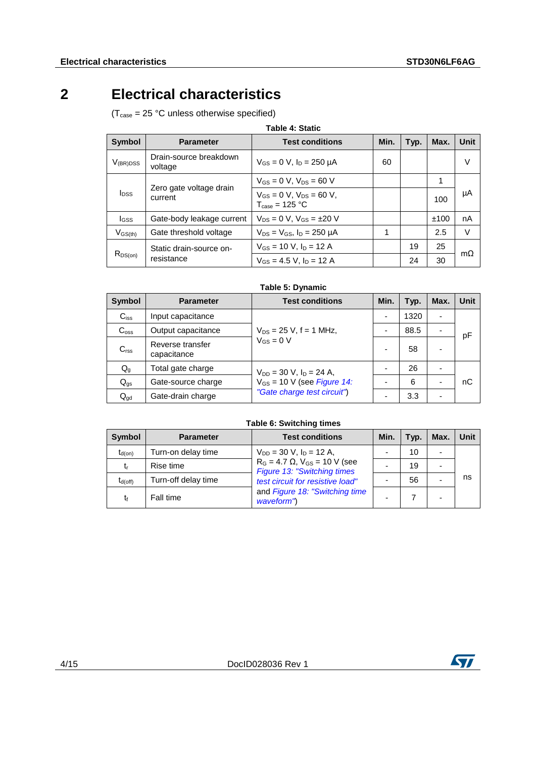# 2 Electrical characteristics

($T_{case}$ = 25 °C unless otherwise specified)

**Table 4: Static**

| Symbol | Parameter | Test conditions | Min. | Typ. | Max. | Unit |
|---|---|---|---|---|---|---|
| $V_{(BR)DSS}$ | Drain-source breakdown voltage | $V_{GS}$ = 0 V, $I_D$ = 250 µA | 60 | | | V |
| $I_{DSS}$ | Zero gate voltage drain current | $V_{GS}$ = 0 V, $V_{DS}$ = 60 V | | | 1 | µA |
| | | $V_{GS}$ = 0 V, $V_{DS}$ = 60 V, $T_{case}$ = 125 °C | | | 100 | |
| $I_{GSS}$ | Gate-body leakage current | $V_{DS}$ = 0 V, $V_{GS}$ = ±20 V | | | ±100 | nA |
| $V_{GS(th)}$ | Gate threshold voltage | $V_{DS}$ = $V_{GS}$, $I_D$ = 250 µA | 1 | | 2.5 | V |
| $R_{DS(on)}$ | Static drain-source on-resistance | $V_{GS}$ = 10 V, $I_D$ = 12 A | | 19 | 25 | mΩ |
| | | $V_{GS}$ = 4.5 V, $I_D$ = 12 A | | 24 | 30 | |

**Table 5: Dynamic**

| Symbol | Parameter | Test conditions | Min. | Typ. | Max. | Unit |
|---|---|---|---|---|---|---|
| $C_{iss}$ | Input capacitance | $V_{DS}$ = 25 V, f = 1 MHz, $V_{GS}$ = 0 V | - | 1320 | - | pF |
| $C_{oss}$ | Output capacitance | | - | 88.5 | - | |
| $C_{rss}$ | Reverse transfer capacitance | | - | 58 | - | |
| $Q_g$ | Total gate charge | $V_{DD}$ = 30 V, $I_D$ = 24 A, $V_{GS}$ = 10 V (see *Figure 14: "Gate charge test circuit"*) | - | 26 | - | nC |
| $Q_{gs}$ | Gate-source charge | | - | 6 | - | |
| $Q_{gd}$ | Gate-drain charge | | - | 3.3 | - | |

**Table 6: Switching times**

| Symbol | Parameter | Test conditions | Min. | Typ. | Max. | Unit |
|---|---|---|---|---|---|---|
| $t_{d(on)}$ | Turn-on delay time | $V_{DD}$ = 30 V, $I_D$ = 12 A, $R_G$ = 4.7 Ω, $V_{GS}$ = 10 V (see *Figure 13: "Switching times test circuit for resistive load"* and *Figure 18: "Switching time waveform"*) | - | 10 | - | ns |
| $t_r$ | Rise time | | - | 19 | - | |
| $t_{d(off)}$ | Turn-off delay time | | - | 56 | - | |
| $t_f$ | Fall time | | - | 7 | - | |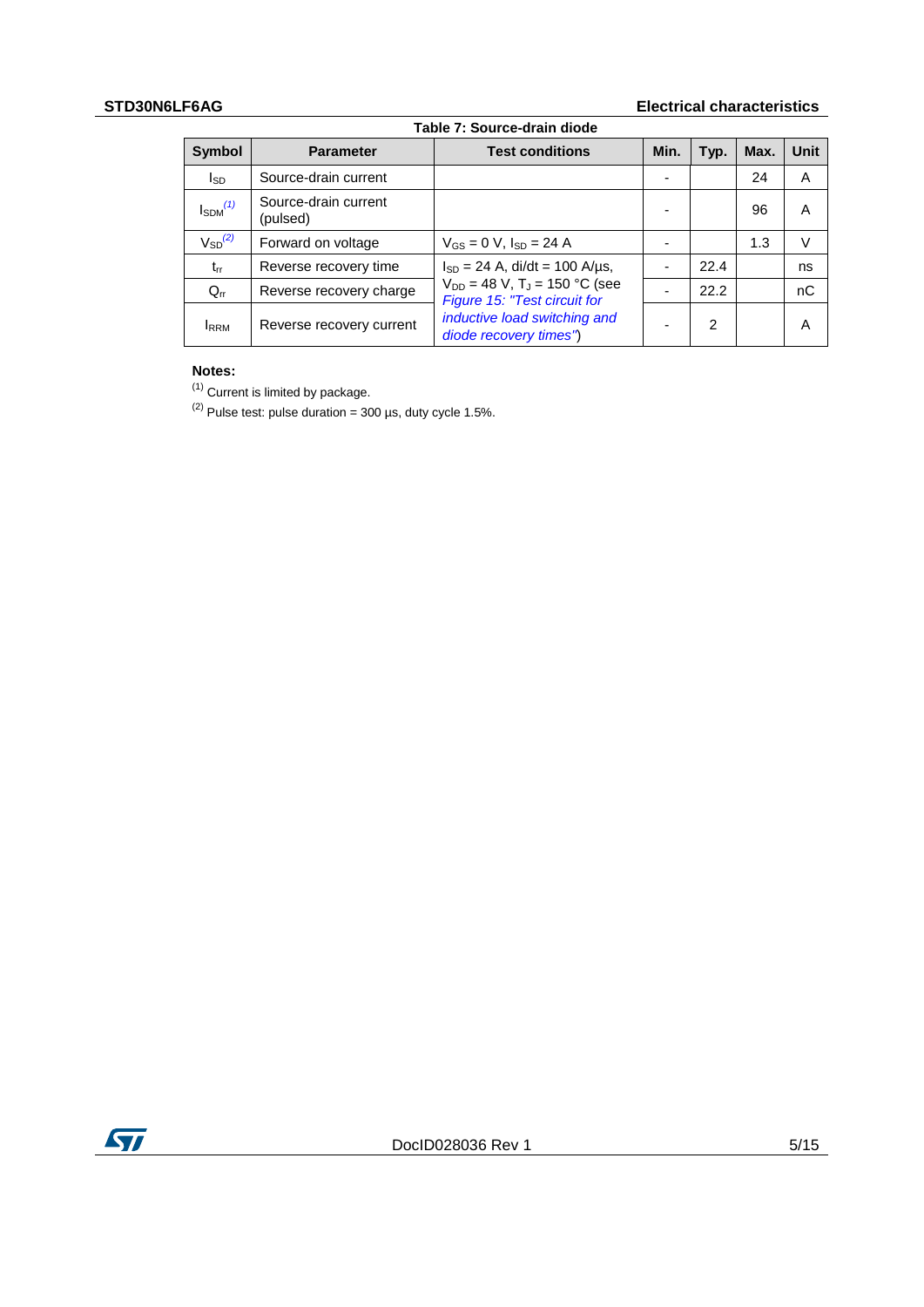Table 7: Source-drain diode

| Symbol | Parameter | Test conditions | Min. | Typ. | Max. | Unit |
|---|---|---|---|---|---|---|
| $I_{SD}$ | Source-drain current | | - | | 24 | A |
| $I_{SDM}$ (1) | Source-drain current (pulsed) | | - | | 96 | A |
| $V_{SD}$ (2) | Forward on voltage | $V_{GS}$ = 0 V, $I_{SD}$ = 24 A | - | | 1.3 | V |
| $t_{rr}$ | Reverse recovery time | $I_{SD}$ = 24 A, di/dt = 100 A/µs, $V_{DD}$ = 48 V, $T_J$ = 150 °C (see *Figure 15: "Test circuit for inductive load switching and diode recovery times"*) | - | 22.4 | | ns |
| $Q_{rr}$ | Reverse recovery charge | | - | 22.2 | | nC |
| $I_{RRM}$ | Reverse recovery current | | - | 2 | | A |

**Notes:**

(1) Current is limited by package.

(2) Pulse test: pulse duration = 300 µs, duty cycle 1.5%.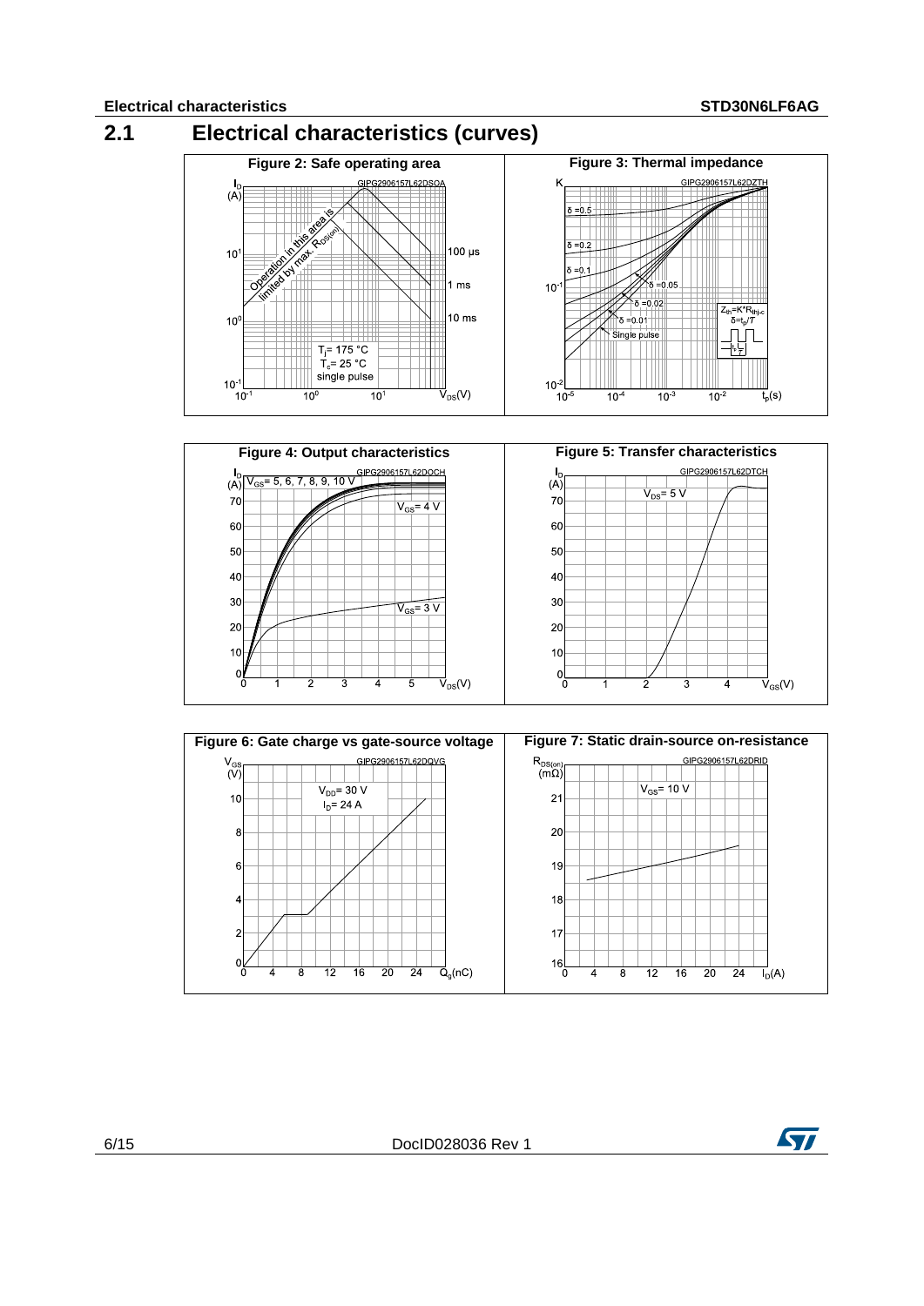## 2.1 Electrical characteristics (curves)

**Figure 2: Safe operating area**

**Figure 3: Thermal impedance**

**Figure 4: Output characteristics**

**Figure 5: Transfer characteristics**

**Figure 6: Gate charge vs gate-source voltage**

**Figure 7: Static drain-source on-resistance**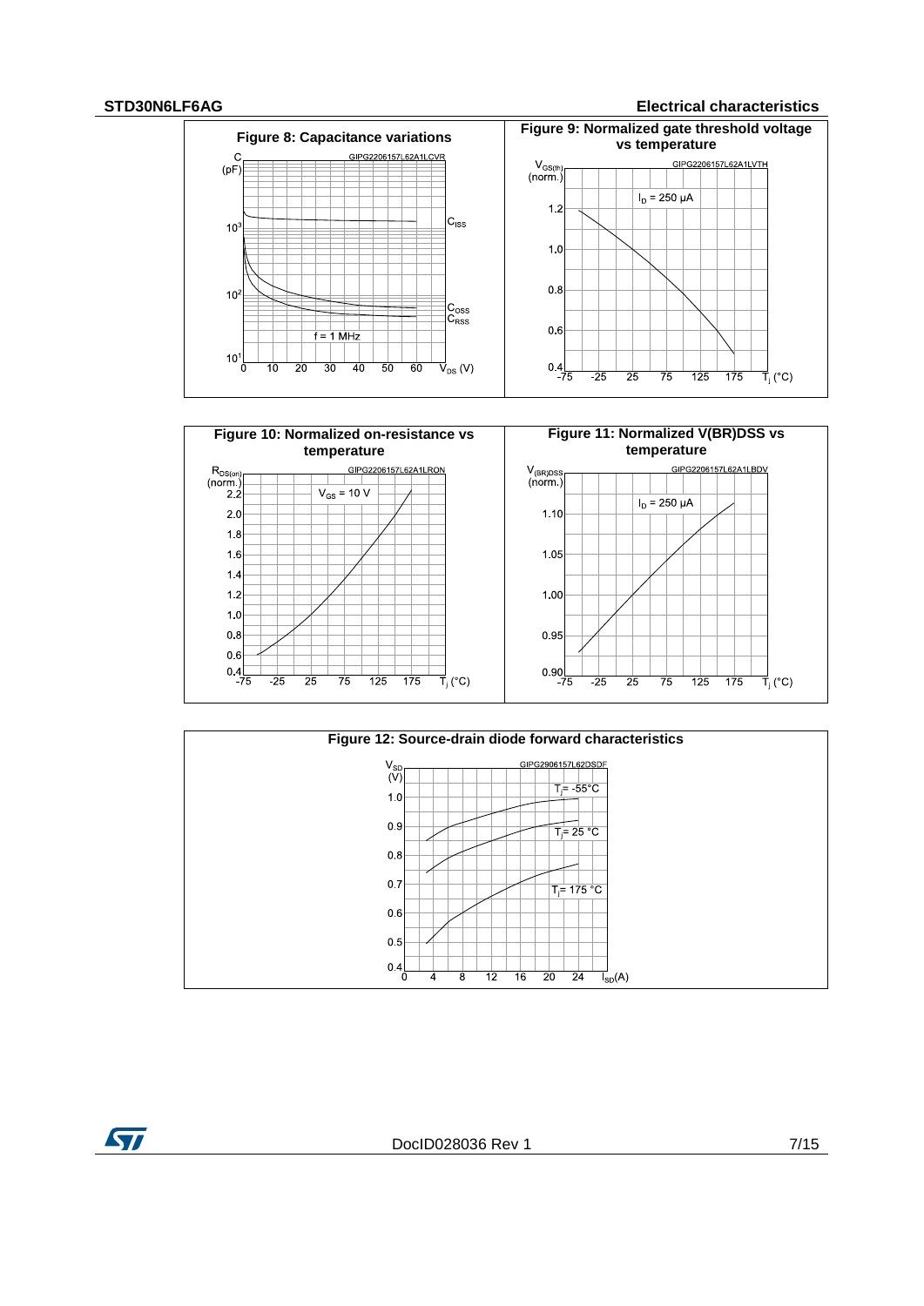Figure 8: Capacitance variations

Figure 9: Normalized gate threshold voltage vs temperature

Figure 10: Normalized on-resistance vs temperature

Figure 11: Normalized V(BR)DSS vs temperature

Figure 12: Source-drain diode forward characteristics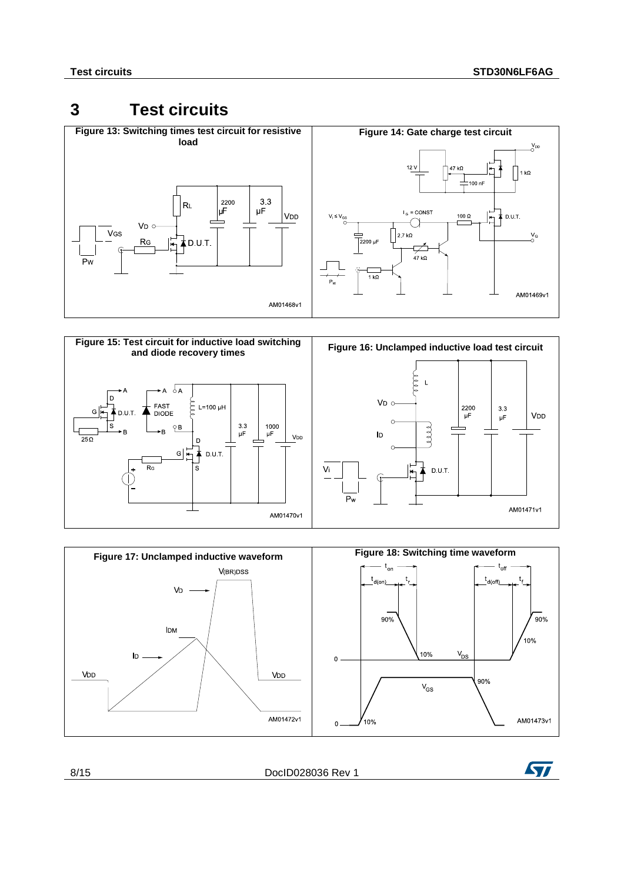# 3 Test circuits

**Figure 13: Switching times test circuit for resistive load**

**Figure 14: Gate charge test circuit**

**Figure 15: Test circuit for inductive load switching and diode recovery times**

**Figure 16: Unclamped inductive load test circuit**

**Figure 17: Unclamped inductive waveform**

**Figure 18: Switching time waveform**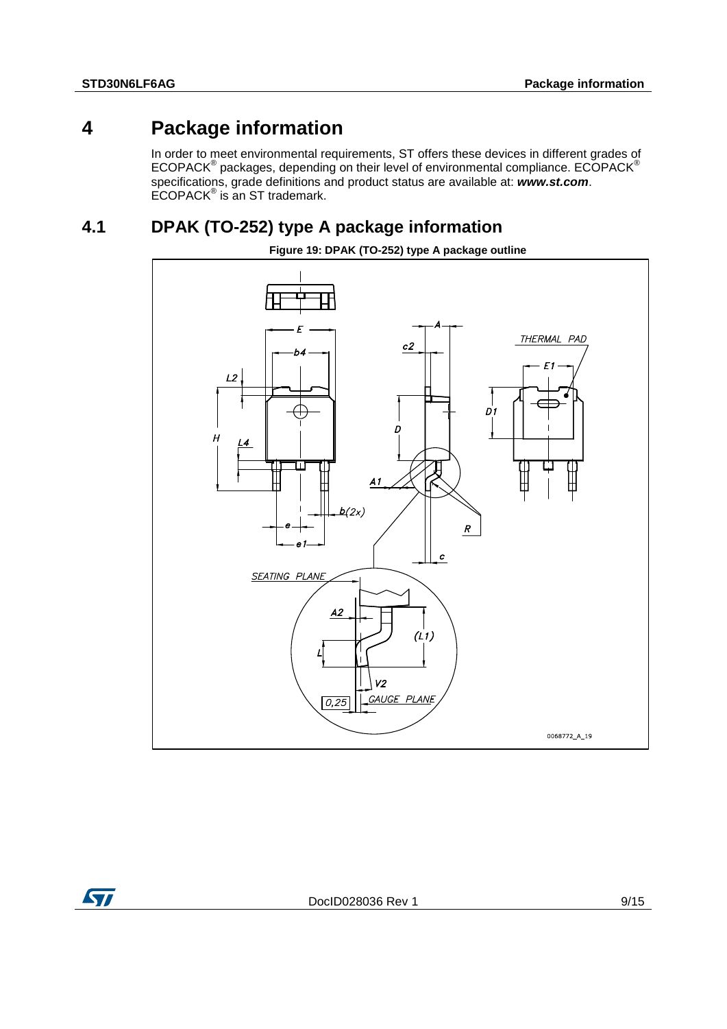# 4 Package information

In order to meet environmental requirements, ST offers these devices in different grades of ECOPACK® packages, depending on their level of environmental compliance. ECOPACK® specifications, grade definitions and product status are available at: ***www.st.com***. ECOPACK® is an ST trademark.

## 4.1 DPAK (TO-252) type A package information

**Figure 19: DPAK (TO-252) type A package outline**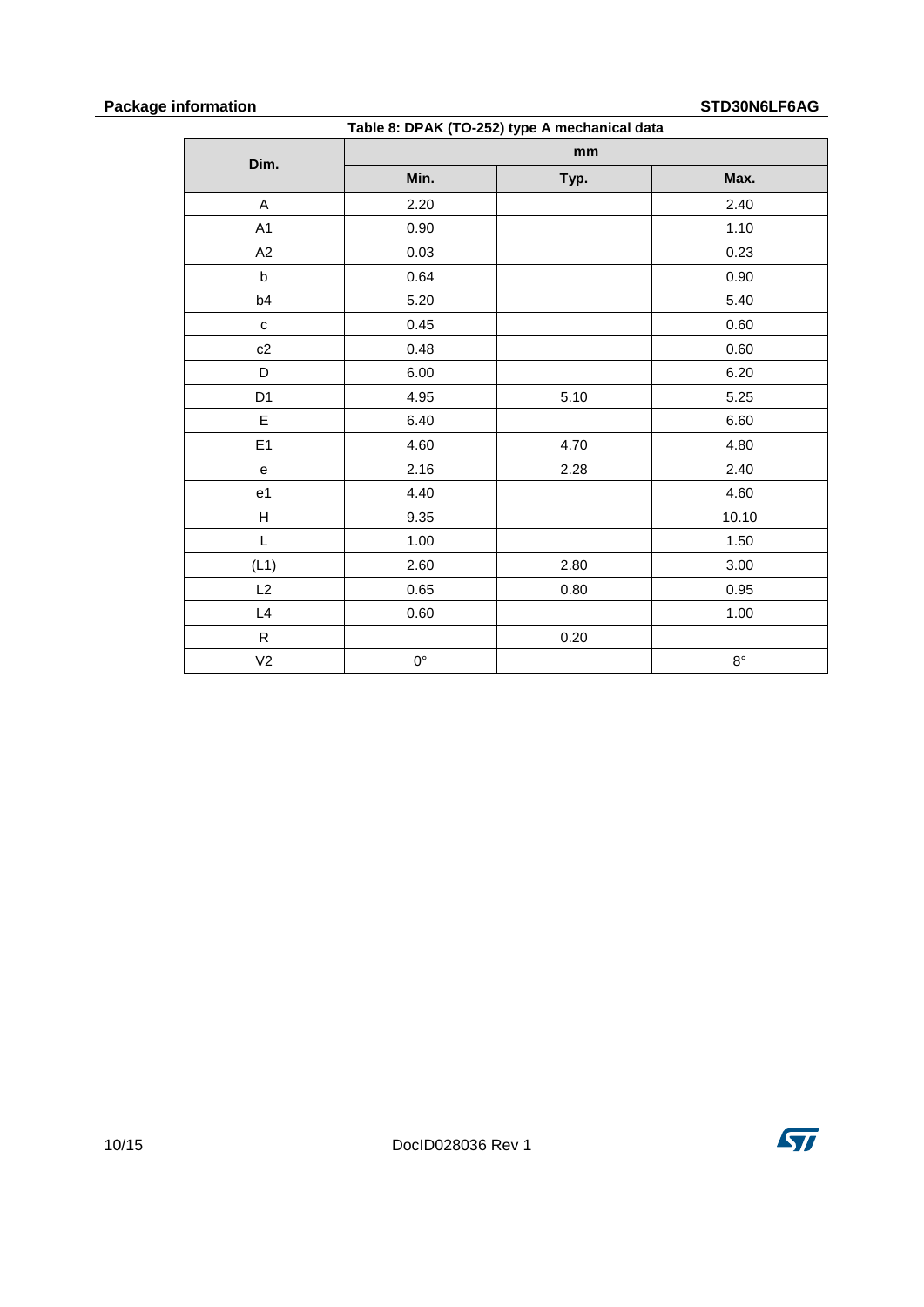Table 8: DPAK (TO-252) type A mechanical data

| Dim. | mm | | |
|---|---|---|---|
| | Min. | Typ. | Max. |
| A | 2.20 | | 2.40 |
| A1 | 0.90 | | 1.10 |
| A2 | 0.03 | | 0.23 |
| b | 0.64 | | 0.90 |
| b4 | 5.20 | | 5.40 |
| c | 0.45 | | 0.60 |
| c2 | 0.48 | | 0.60 |
| D | 6.00 | | 6.20 |
| D1 | 4.95 | 5.10 | 5.25 |
| E | 6.40 | | 6.60 |
| E1 | 4.60 | 4.70 | 4.80 |
| e | 2.16 | 2.28 | 2.40 |
| e1 | 4.40 | | 4.60 |
| H | 9.35 | | 10.10 |
| L | 1.00 | | 1.50 |
| (L1) | 2.60 | 2.80 | 3.00 |
| L2 | 0.65 | 0.80 | 0.95 |
| L4 | 0.60 | | 1.00 |
| R | | 0.20 | |
| V2 | 0° | | 8° |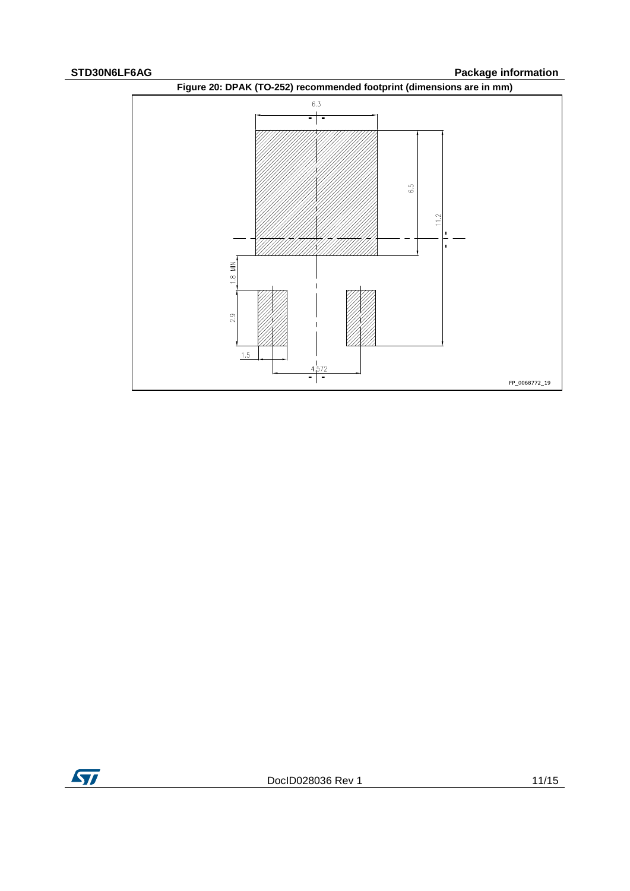**Figure 20: DPAK (TO-252) recommended footprint (dimensions are in mm)**

6.3

6.5

11.2

1.8 MIN

2.9

1.5

4.572

FP_0068772_19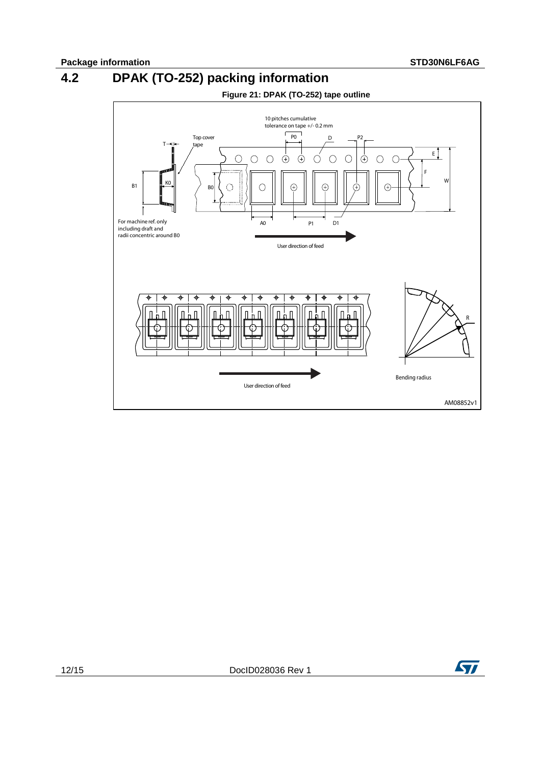## 4.2 DPAK (TO-252) packing information

**Figure 21: DPAK (TO-252) tape outline**

10 pitches cumulative tolerance on tape +/- 0.2 mm

Top cover tape

T, P0, D, P2, E, F, W, B1, K0, B0, A0, P1, D1

For machine ref. only including draft and radii concentric around B0

User direction of feed

R

Bending radius

User direction of feed

AM08852v1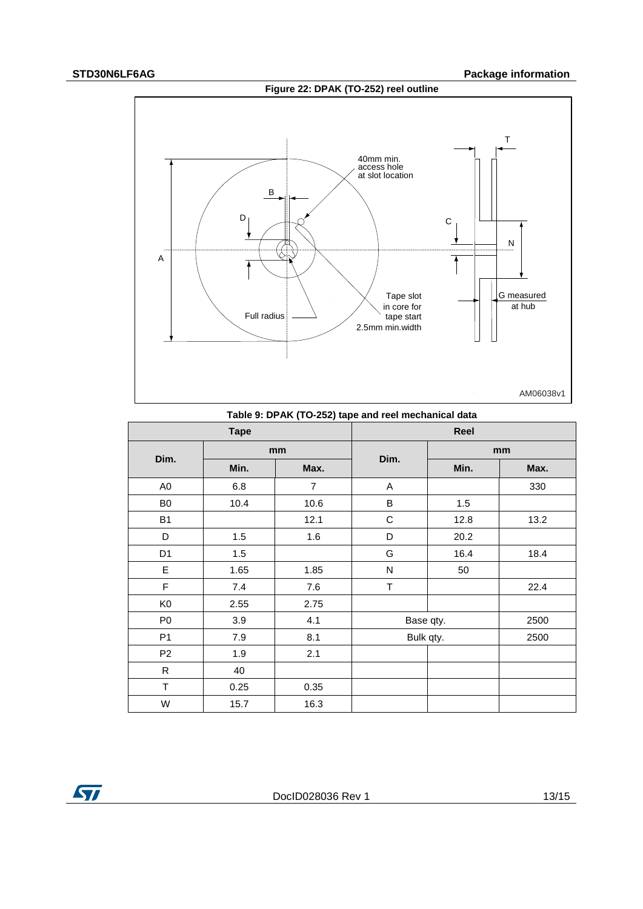Figure 22: DPAK (TO-252) reel outline

Table 9: DPAK (TO-252) tape and reel mechanical data

| Tape | | | Reel | | |
|---|---|---|---|---|---|
| Dim. | mm | | Dim. | mm | |
| | Min. | Max. | | Min. | Max. |
| A0 | 6.8 | 7 | A | | 330 |
| B0 | 10.4 | 10.6 | B | 1.5 | |
| B1 | | 12.1 | C | 12.8 | 13.2 |
| D | 1.5 | 1.6 | D | 20.2 | |
| D1 | 1.5 | | G | 16.4 | 18.4 |
| E | 1.65 | 1.85 | N | 50 | |
| F | 7.4 | 7.6 | T | | 22.4 |
| K0 | 2.55 | 2.75 | | | |
| P0 | 3.9 | 4.1 | Base qty. | | 2500 |
| P1 | 7.9 | 8.1 | Bulk qty. | | 2500 |
| P2 | 1.9 | 2.1 | | | |
| R | 40 | | | | |
| T | 0.25 | 0.35 | | | |
| W | 15.7 | 16.3 | | | |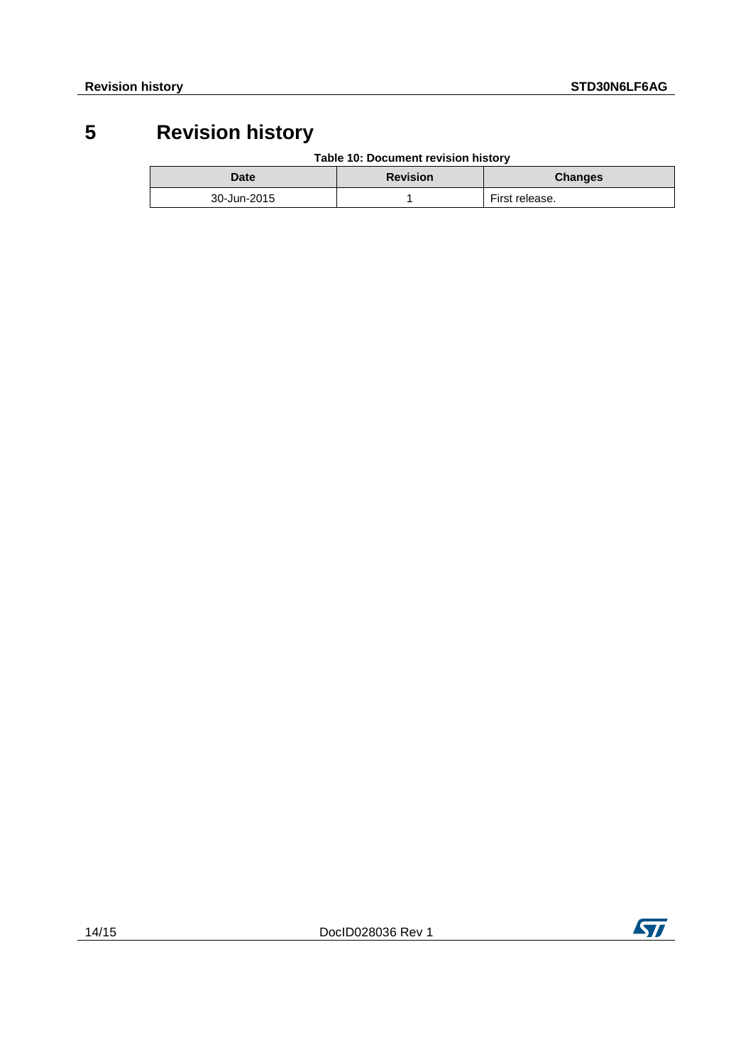# 5 Revision history

**Table 10: Document revision history**

| Date | Revision | Changes |
|---|---|---|
| 30-Jun-2015 | 1 | First release. |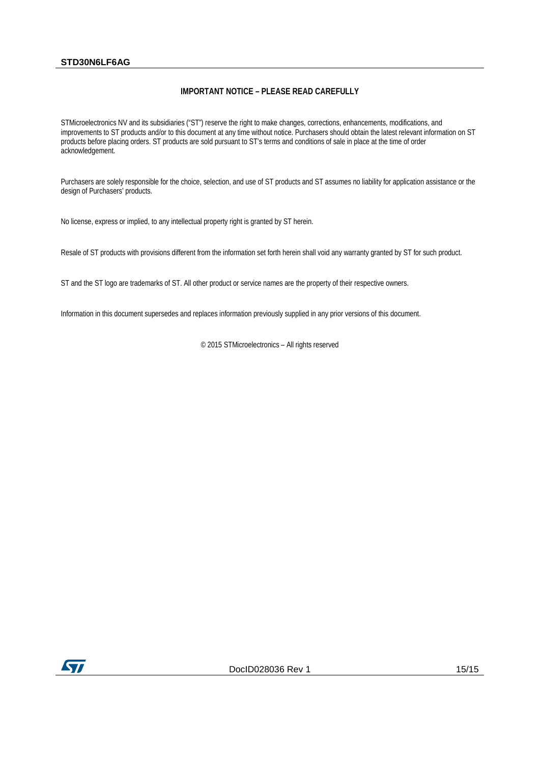**IMPORTANT NOTICE – PLEASE READ CAREFULLY**

STMicroelectronics NV and its subsidiaries ("ST") reserve the right to make changes, corrections, enhancements, modifications, and improvements to ST products and/or to this document at any time without notice. Purchasers should obtain the latest relevant information on ST products before placing orders. ST products are sold pursuant to ST's terms and conditions of sale in place at the time of order acknowledgement.

Purchasers are solely responsible for the choice, selection, and use of ST products and ST assumes no liability for application assistance or the design of Purchasers' products.

No license, express or implied, to any intellectual property right is granted by ST herein.

Resale of ST products with provisions different from the information set forth herein shall void any warranty granted by ST for such product.

ST and the ST logo are trademarks of ST. All other product or service names are the property of their respective owners.

Information in this document supersedes and replaces information previously supplied in any prior versions of this document.

© 2015 STMicroelectronics – All rights reserved